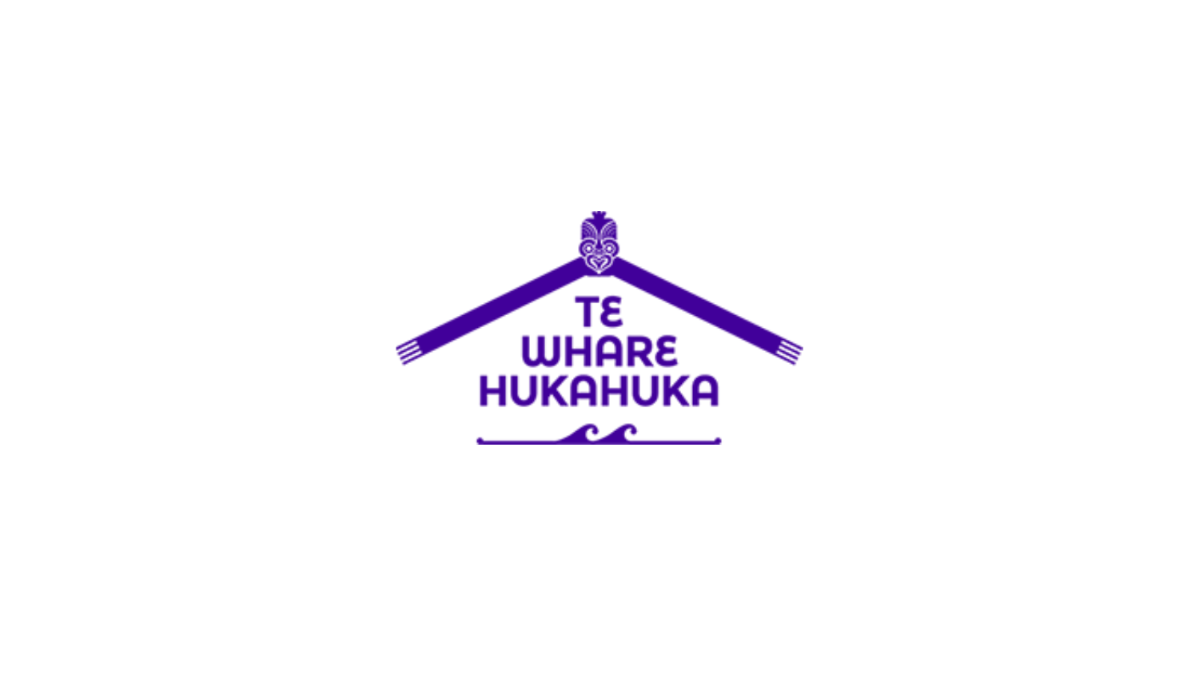TE WHARE HUKAHUKA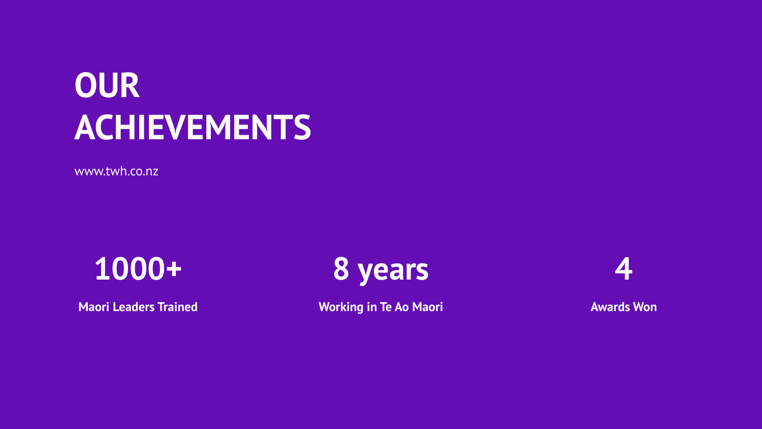# OUR ACHIEVEMENTS

www.twh.co.nz

**1000+**

**Maori Leaders Trained**

**8 years**

**Working in Te Ao Maori**

**4**

**Awards Won**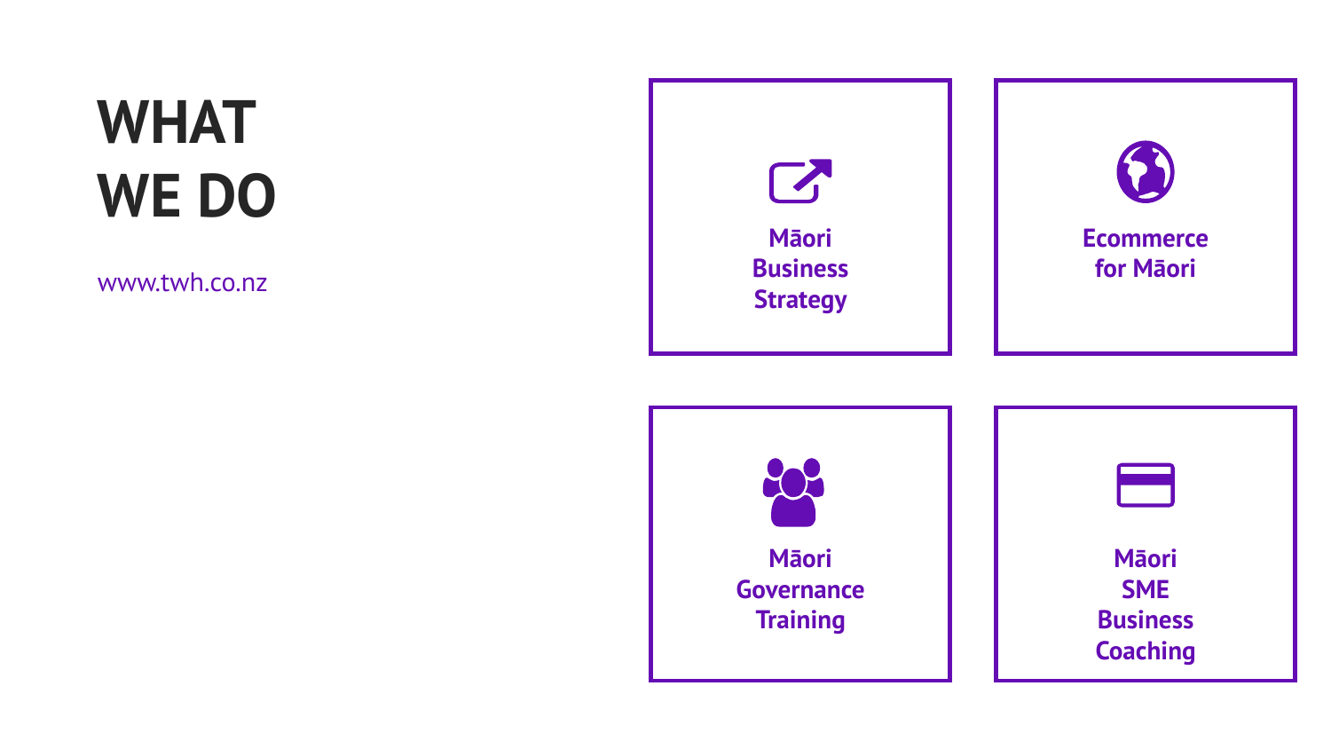# WHAT WE DO

www.twh.co.nz

- **Māori Business Strategy**
- **Ecommerce for Māori**
- **Māori Governance Training**
- **Māori SME Business Coaching**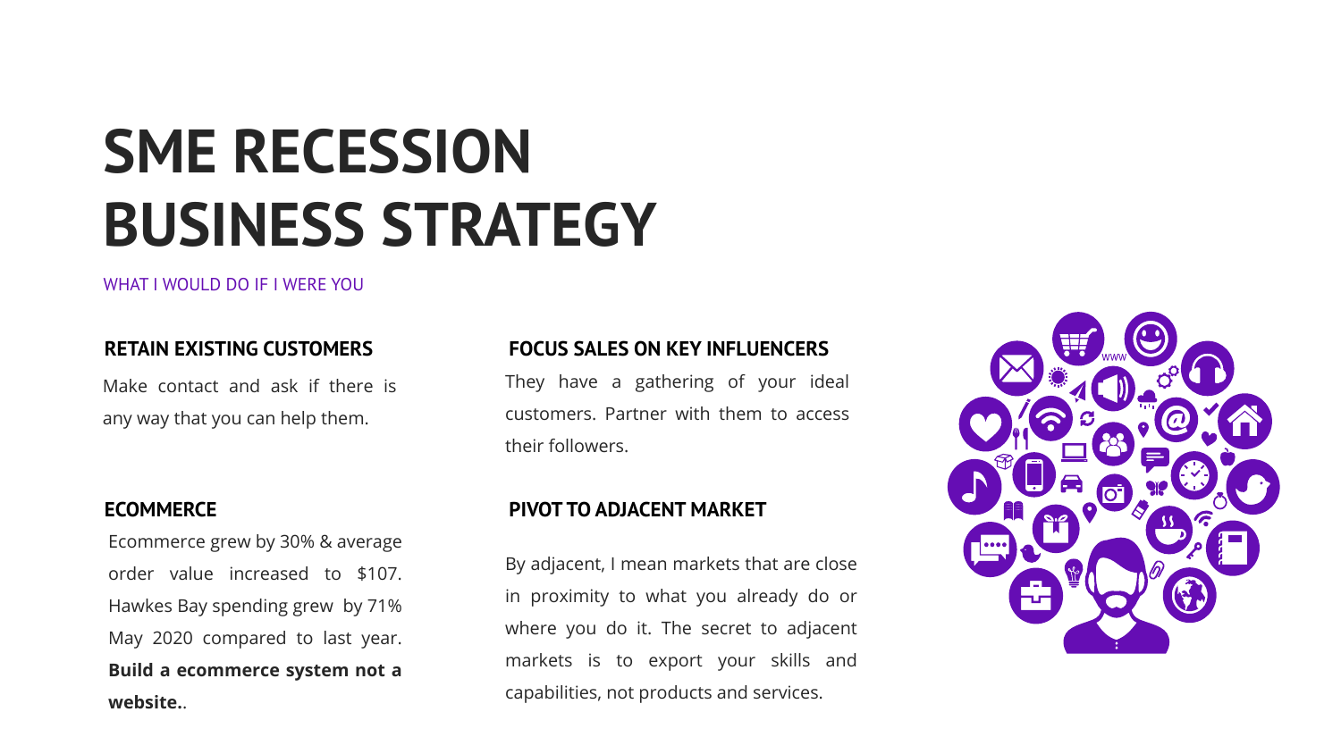# SME RECESSION BUSINESS STRATEGY

WHAT I WOULD DO IF I WERE YOU

### RETAIN EXISTING CUSTOMERS

Make contact and ask if there is any way that you can help them.

### ECOMMERCE

Ecommerce grew by 30% & average order value increased to $107. Hawkes Bay spending grew by 71% May 2020 compared to last year. **Build a ecommerce system not a website.**.

### FOCUS SALES ON KEY INFLUENCERS

They have a gathering of your ideal customers. Partner with them to access their followers.

### PIVOT TO ADJACENT MARKET

By adjacent, I mean markets that are close in proximity to what you already do or where you do it. The secret to adjacent markets is to export your skills and capabilities, not products and services.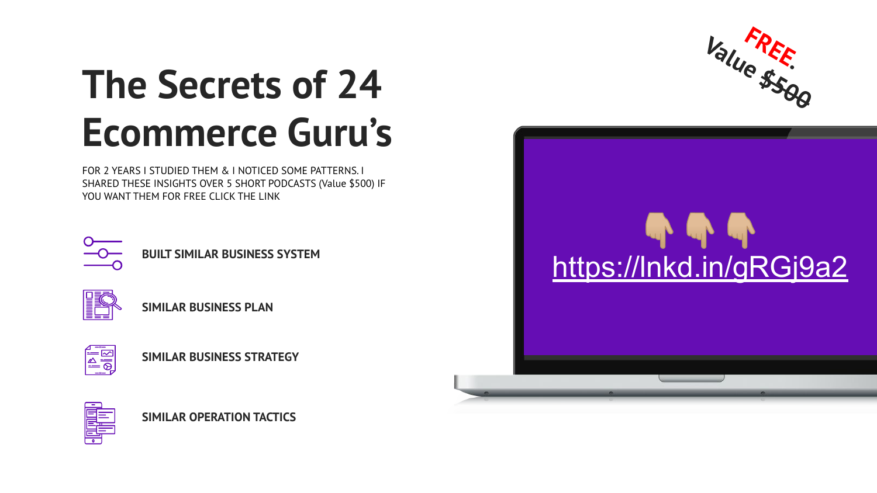# The Secrets of 24 Ecommerce Guru's

FOR 2 YEARS I STUDIED THEM & I NOTICED SOME PATTERNS. I SHARED THESE INSIGHTS OVER 5 SHORT PODCASTS (Value $500) IF YOU WANT THEM FOR FREE CLICK THE LINK

- **BUILT SIMILAR BUSINESS SYSTEM**
- **SIMILAR BUSINESS PLAN**
- **SIMILAR BUSINESS STRATEGY**
- **SIMILAR OPERATION TACTICS**

FREE. Value ~~$500~~

👇 👇 👇

https://lnkd.in/gRGj9a2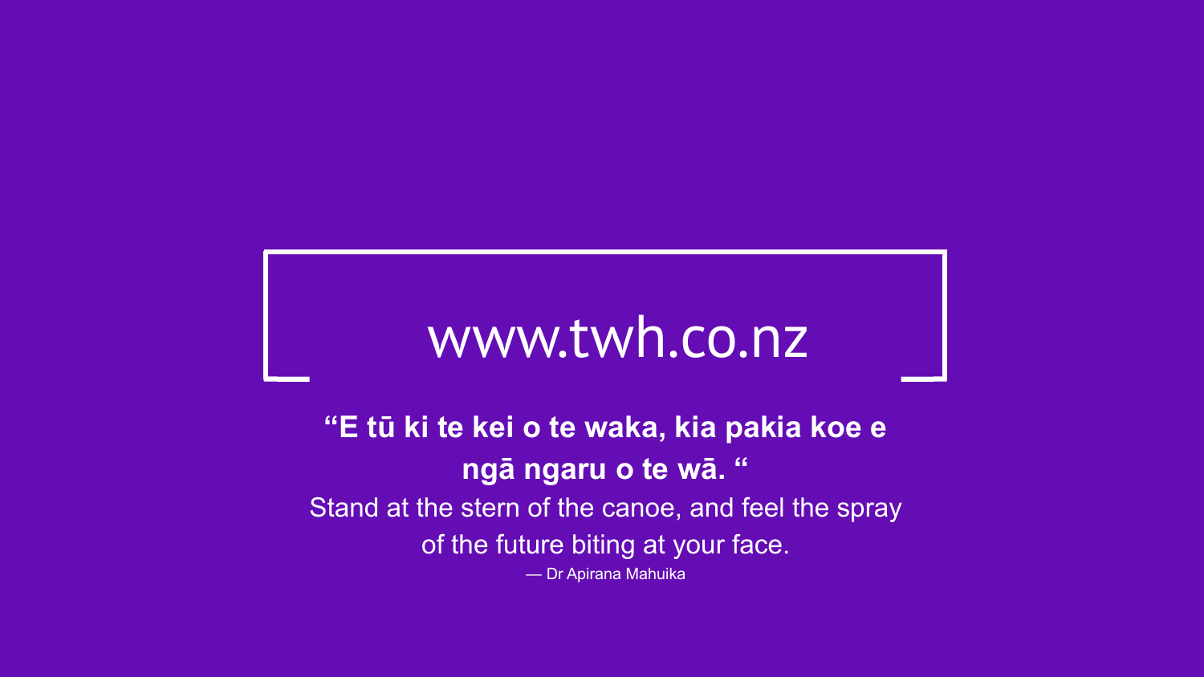# www.twh.co.nz

**“E tū ki te kei o te waka, kia pakia koe e ngā ngaru o te wā. “**

Stand at the stern of the canoe, and feel the spray of the future biting at your face.

— Dr Apirana Mahuika